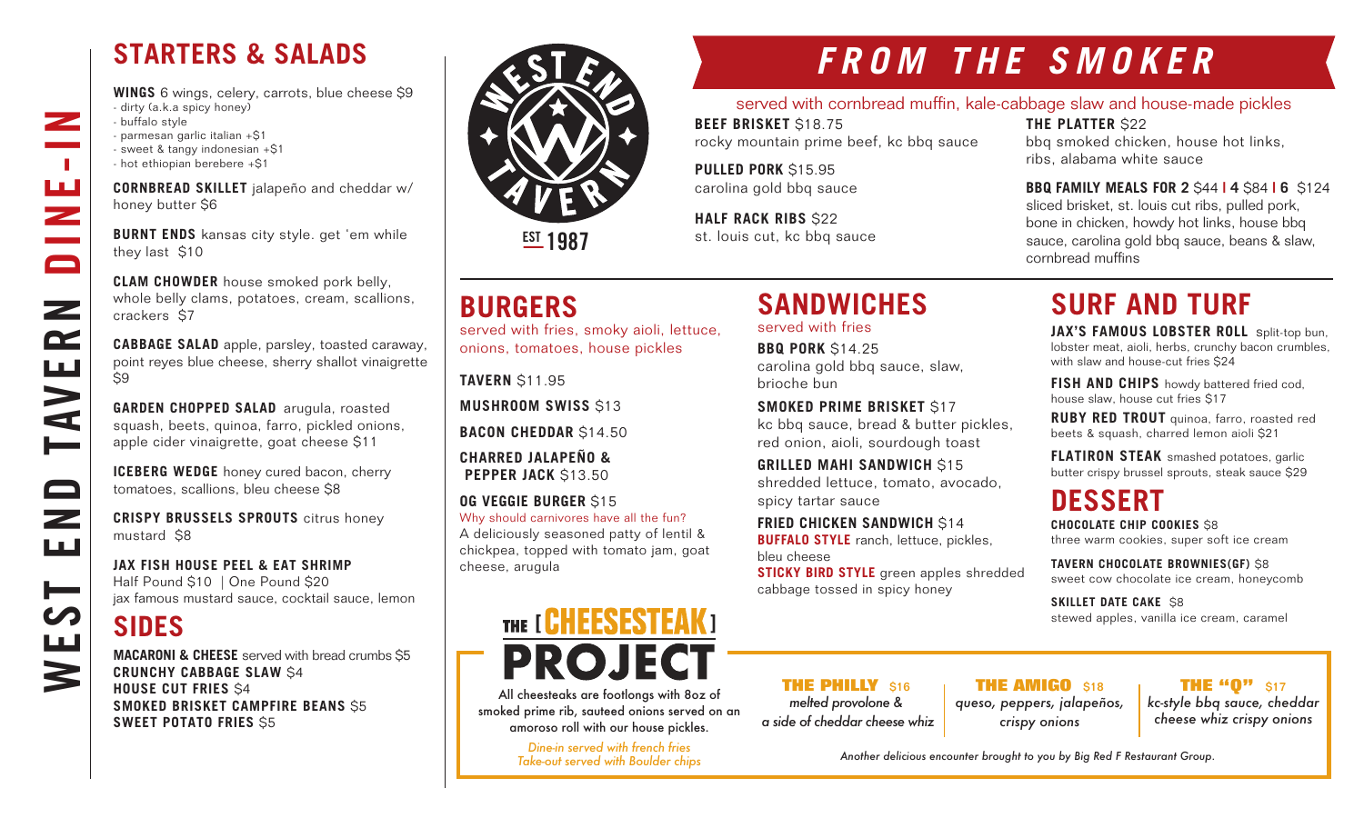# WEST END TAVERN DINE-IN

## STARTERS & SALADS

**WINGS** 6 wings, celery, carrots, blue cheese $9
- dirty (a.k.a spicy honey)
- buffalo style
- parmesan garlic italian +$1
- sweet & tangy indonesian +$1
- hot ethiopian berebere +$1

**CORNBREAD SKILLET** jalapeño and cheddar w/ honey butter $6

**BURNT ENDS** kansas city style. get 'em while they last $10

**CLAM CHOWDER** house smoked pork belly, whole belly clams, potatoes, cream, scallions, crackers $7

**CABBAGE SALAD** apple, parsley, toasted caraway, point reyes blue cheese, sherry shallot vinaigrette $9

**GARDEN CHOPPED SALAD** arugula, roasted squash, beets, quinoa, farro, pickled onions, apple cider vinaigrette, goat cheese $11

**ICEBERG WEDGE** honey cured bacon, cherry tomatoes, scallions, bleu cheese $8

**CRISPY BRUSSELS SPROUTS** citrus honey mustard $8

**JAX FISH HOUSE PEEL & EAT SHRIMP**
Half Pound $10 | One Pound $20
jax famous mustard sauce, cocktail sauce, lemon

## SIDES

**MACARONI & CHEESE** served with bread crumbs $5
**CRUNCHY CABBAGE SLAW** $4
**HOUSE CUT FRIES** $4
**SMOKED BRISKET CAMPFIRE BEANS** $5
**SWEET POTATO FRIES** $5

WEST END TAVERN
EST 1987

## FROM THE SMOKER

served with cornbread muffin, kale-cabbage slaw and house-made pickles

**BEEF BRISKET** $18.75
rocky mountain prime beef, kc bbq sauce

**PULLED PORK** $15.95
carolina gold bbq sauce

**HALF RACK RIBS** $22
st. louis cut, kc bbq sauce

**THE PLATTER** $22
bbq smoked chicken, house hot links, ribs, alabama white sauce

**BBQ FAMILY MEALS FOR 2** $44 | **4** $84 | **6** $124
sliced brisket, st. louis cut ribs, pulled pork, bone in chicken, howdy hot links, house bbq sauce, carolina gold bbq sauce, beans & slaw, cornbread muffins

## BURGERS

served with fries, smoky aioli, lettuce, onions, tomatoes, house pickles

**TAVERN** $11.95

**MUSHROOM SWISS** $13

**BACON CHEDDAR** $14.50

**CHARRED JALAPEÑO & PEPPER JACK** $13.50

**OG VEGGIE BURGER** $15
Why should carnivores have all the fun?
A deliciously seasoned patty of lentil & chickpea, topped with tomato jam, goat cheese, arugula

## SANDWICHES

served with fries

**BBQ PORK** $14.25
carolina gold bbq sauce, slaw, brioche bun

**SMOKED PRIME BRISKET** $17
kc bbq sauce, bread & butter pickles, red onion, aioli, sourdough toast

**GRILLED MAHI SANDWICH** $15
shredded lettuce, tomato, avocado, spicy tartar sauce

**FRIED CHICKEN SANDWICH** $14
**BUFFALO STYLE** ranch, lettuce, pickles, bleu cheese
**STICKY BIRD STYLE** green apples shredded cabbage tossed in spicy honey

## SURF AND TURF

**JAX'S FAMOUS LOBSTER ROLL** split-top bun, lobster meat, aioli, herbs, crunchy bacon crumbles, with slaw and house-cut fries $24

**FISH AND CHIPS** howdy battered fried cod, house slaw, house cut fries $17

**RUBY RED TROUT** quinoa, farro, roasted red beets & squash, charred lemon aioli $21

**FLATIRON STEAK** smashed potatoes, garlic butter crispy brussel sprouts, steak sauce $29

## DESSERT

**CHOCOLATE CHIP COOKIES** $8
three warm cookies, super soft ice cream

**TAVERN CHOCOLATE BROWNIES(GF)** $8
sweet cow chocolate ice cream, honeycomb

**SKILLET DATE CAKE** $8
stewed apples, vanilla ice cream, caramel

## THE [CHEESESTEAK] PROJECT

All cheesteaks are footlongs with 8oz of smoked prime rib, sauteed onions served on an amoroso roll with our house pickles.

*Dine-in served with french fries*
*Take-out served with Boulder chips*

**THE PHILLY** $16
*melted provolone & a side of cheddar cheese whiz*

**THE AMIGO** $18
*queso, peppers, jalapeños, crispy onions*

**THE "Q"** $17
*kc-style bbq sauce, cheddar cheese whiz crispy onions*

*Another delicious encounter brought to you by Big Red F Restaurant Group.*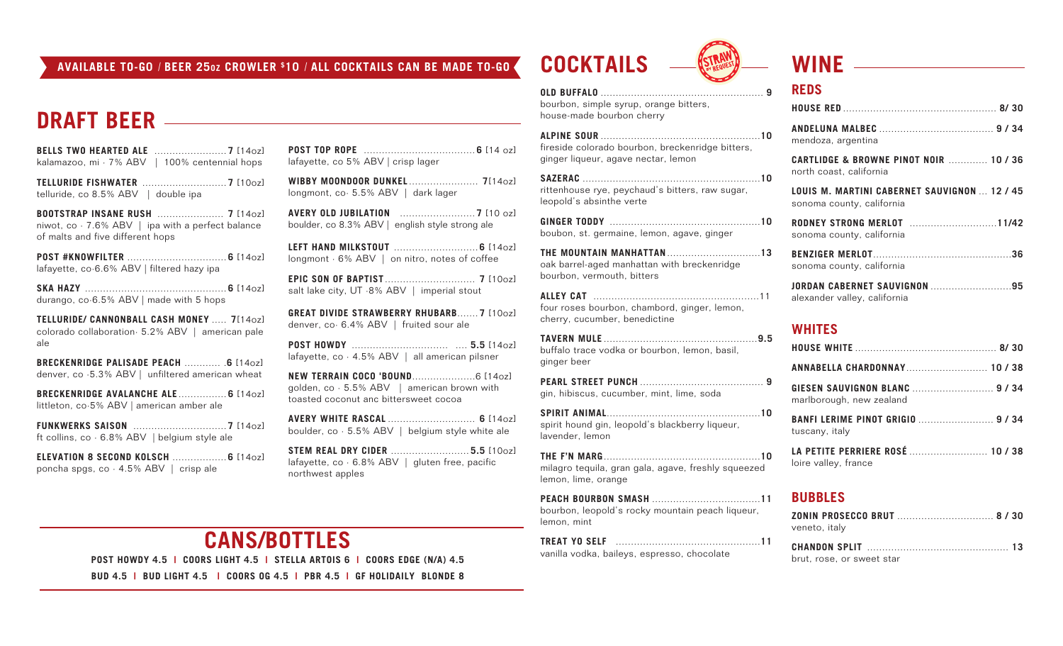**AVAILABLE TO-GO / BEER 25oz CROWLER $10 / ALL COCKTAILS CAN BE MADE TO-GO**

## DRAFT BEER

**BELLS TWO HEARTED ALE** ........................ **7** [14oz]
kalamazoo, mi · 7% ABV | 100% centennial hops

**TELLURIDE FISHWATER** ............................ **7** [10oz]
telluride, co 8.5% ABV | double ipa

**BOOTSTRAP INSANE RUSH** ...................... **7** [14oz]
niwot, co · 7.6% ABV | ipa with a perfect balance of malts and five different hops

**POST #KNOWFILTER** ................................ **6** [14oz]
lafayette, co·6.6% ABV | filtered hazy ipa

**SKA HAZY** ............................................... **6** [14oz]
durango, co·6.5% ABV | made with 5 hops

**TELLURIDE/ CANNONBALL CASH MONEY** ..... **7**[14oz]
colorado collaboration· 5.2% ABV | american pale ale

**BRECKENRIDGE PALISADE PEACH** ............ **.6** [14oz]
denver, co ·5.3% ABV | unfiltered american wheat

**BRECKENRIDGE AVALANCHE ALE** ................ **6** [14oz]
littleton, co·5% ABV | american amber ale

**FUNKWERKS SAISON** ............................... **7** [14oz]
ft collins, co · 6.8% ABV | belgium style ale

**ELEVATION 8 SECOND KOLSCH** .................. **6** [14oz]
poncha spgs, co · 4.5% ABV | crisp ale

**POST TOP ROPE** ...................................... **6** [14 oz]
lafayette, co 5% ABV | crisp lager

**WIBBY MOONDOOR DUNKEL** ....................... **7**[14oz]
longmont, co· 5.5% ABV | dark lager

**AVERY OLD JUBILATION** ......................... **7** [10 oz]
boulder, co 8.3% ABV | english style strong ale

**LEFT HAND MILKSTOUT** ............................ **6** [14oz]
longmont · 6% ABV | on nitro, notes of coffee

**EPIC SON OF BAPTIST** ............................. **7** [10oz]
salt lake city, UT ·8% ABV | imperial stout

**GREAT DIVIDE STRAWBERRY RHUBARB** ....... **7** [10oz]
denver, co· 6.4% ABV | fruited sour ale

**POST HOWDY** ................................ .... **5.5** [14oz]
lafayette, co · 4.5% ABV | all american pilsner

**NEW TERRAIN COCO 'BOUND** .....................6 [14oz]
golden, co · 5.5% ABV | american brown with toasted coconut anc bittersweet cocoa

**AVERY WHITE RASCAL** ............................ **6** [14oz]
boulder, co · 5.5% ABV | belgium style white ale

**STEM REAL DRY CIDER** .......................... **5.5** [10oz]
lafayette, co · 6.8% ABV | gluten free, pacific northwest apples

## CANS/BOTTLES

**POST HOWDY 4.5 | COORS LIGHT 4.5 | STELLA ARTOIS 6 | COORS EDGE (N/A) 4.5**

**BUD 4.5 | BUD LIGHT 4.5 | COORS OG 4.5 | PBR 4.5 | GF HOLIDAILY BLONDE 8**

## COCKTAILS

STRAW BY REQUEST

**OLD BUFFALO** ...................................................... **9**
bourbon, simple syrup, orange bitters, house-made bourbon cherry

**ALPINE SOUR** ...................................................... **10**
fireside colorado bourbon, breckenridge bitters, ginger liqueur, agave nectar, lemon

**SAZERAC** ............................................................ **10**
rittenhouse rye, peychaud's bitters, raw sugar, leopold's absinthe verte

**GINGER TODDY** ................................................... **10**
boubon, st. germaine, lemon, agave, ginger

**THE MOUNTAIN MANHATTAN** ............................... **13**
oak barrel-aged manhattan with breckenridge bourbon, vermouth, bitters

**ALLEY CAT** .......................................................... **11**
four roses bourbon, chambord, ginger, lemon, cherry, cucumber, benedictine

**TAVERN MULE** ..................................................... **9.5**
buffalo trace vodka or bourbon, lemon, basil, ginger beer

**PEARL STREET PUNCH** ......................................... **9**
gin, hibiscus, cucumber, mint, lime, soda

**SPIRIT ANIMAL** ..................................................... **10**
spirit hound gin, leopold's blackberry liqueur, lavender, lemon

**THE F'N MARG** ..................................................... **10**
milagro tequila, gran gala, agave, freshly squeezed lemon, lime, orange

**PEACH BOURBON SMASH** ..................................... **11**
bourbon, leopold's rocky mountain peach liqueur, lemon, mint

**TREAT YO SELF** ................................................... **11**
vanilla vodka, baileys, espresso, chocolate

## WINE

### REDS

**HOUSE RED** .................................................. **8/ 30**

**ANDELUNA MALBEC** ...................................... **9 / 34**
mendoza, argentina

**CARTLIDGE & BROWNE PINOT NOIR** ............. **10 / 36**
north coast, california

**LOUIS M. MARTINI CABERNET SAUVIGNON** ... **12 / 45**
sonoma county, california

**RODNEY STRONG MERLOT** ............................ **11/42**
sonoma county, california

**BENZIGER MERLOT** ............................................ **36**
sonoma county, california

**JORDAN CABERNET SAUVIGNON** .......................... **95**
alexander valley, california

### WHITES

**HOUSE WHITE** .............................................. **8/ 30**

**ANNABELLA CHARDONNAY** .......................... **10 / 38**

**GIESEN SAUVIGNON BLANC** .......................... **9 / 34**
marlborough, new zealand

**BANFI LERIME PINOT GRIGIO** ........................ **9 / 34**
tuscany, italy

**LA PETITE PERRIERE ROSÉ** ......................... **10 / 38**
loire valley, france

### BUBBLES

**ZONIN PROSECCO BRUT** ............................... **8 / 30**
veneto, italy

**CHANDON SPLIT** .............................................. **13**
brut, rose, or sweet star